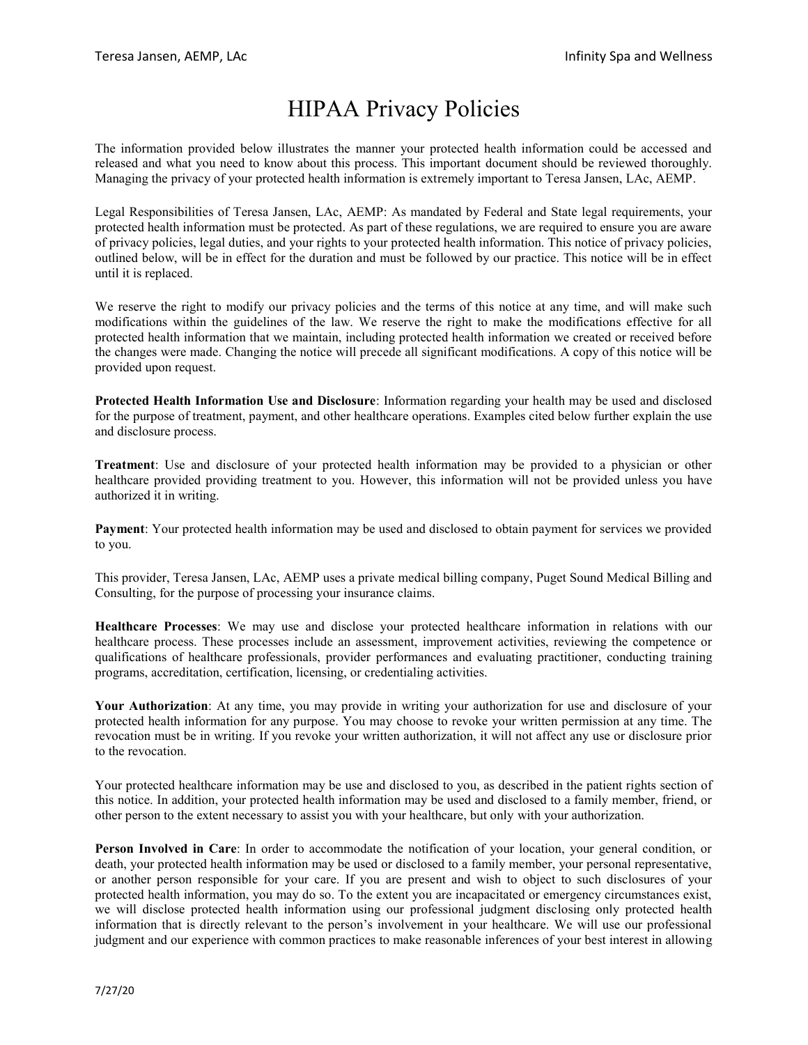# HIPAA Privacy Policies

The information provided below illustrates the manner your protected health information could be accessed and released and what you need to know about this process. This important document should be reviewed thoroughly. Managing the privacy of your protected health information is extremely important to Teresa Jansen, LAc, AEMP.

Legal Responsibilities of Teresa Jansen, LAc, AEMP: As mandated by Federal and State legal requirements, your protected health information must be protected. As part of these regulations, we are required to ensure you are aware of privacy policies, legal duties, and your rights to your protected health information. This notice of privacy policies, outlined below, will be in effect for the duration and must be followed by our practice. This notice will be in effect until it is replaced.

We reserve the right to modify our privacy policies and the terms of this notice at any time, and will make such modifications within the guidelines of the law. We reserve the right to make the modifications effective for all protected health information that we maintain, including protected health information we created or received before the changes were made. Changing the notice will precede all significant modifications. A copy of this notice will be provided upon request.

**Protected Health Information Use and Disclosure**: Information regarding your health may be used and disclosed for the purpose of treatment, payment, and other healthcare operations. Examples cited below further explain the use and disclosure process.

**Treatment**: Use and disclosure of your protected health information may be provided to a physician or other healthcare provided providing treatment to you. However, this information will not be provided unless you have authorized it in writing.

**Payment**: Your protected health information may be used and disclosed to obtain payment for services we provided to you.

This provider, Teresa Jansen, LAc, AEMP uses a private medical billing company, Puget Sound Medical Billing and Consulting, for the purpose of processing your insurance claims.

**Healthcare Processes**: We may use and disclose your protected healthcare information in relations with our healthcare process. These processes include an assessment, improvement activities, reviewing the competence or qualifications of healthcare professionals, provider performances and evaluating practitioner, conducting training programs, accreditation, certification, licensing, or credentialing activities.

**Your Authorization**: At any time, you may provide in writing your authorization for use and disclosure of your protected health information for any purpose. You may choose to revoke your written permission at any time. The revocation must be in writing. If you revoke your written authorization, it will not affect any use or disclosure prior to the revocation.

Your protected healthcare information may be use and disclosed to you, as described in the patient rights section of this notice. In addition, your protected health information may be used and disclosed to a family member, friend, or other person to the extent necessary to assist you with your healthcare, but only with your authorization.

**Person Involved in Care**: In order to accommodate the notification of your location, your general condition, or death, your protected health information may be used or disclosed to a family member, your personal representative, or another person responsible for your care. If you are present and wish to object to such disclosures of your protected health information, you may do so. To the extent you are incapacitated or emergency circumstances exist, we will disclose protected health information using our professional judgment disclosing only protected health information that is directly relevant to the person's involvement in your healthcare. We will use our professional judgment and our experience with common practices to make reasonable inferences of your best interest in allowing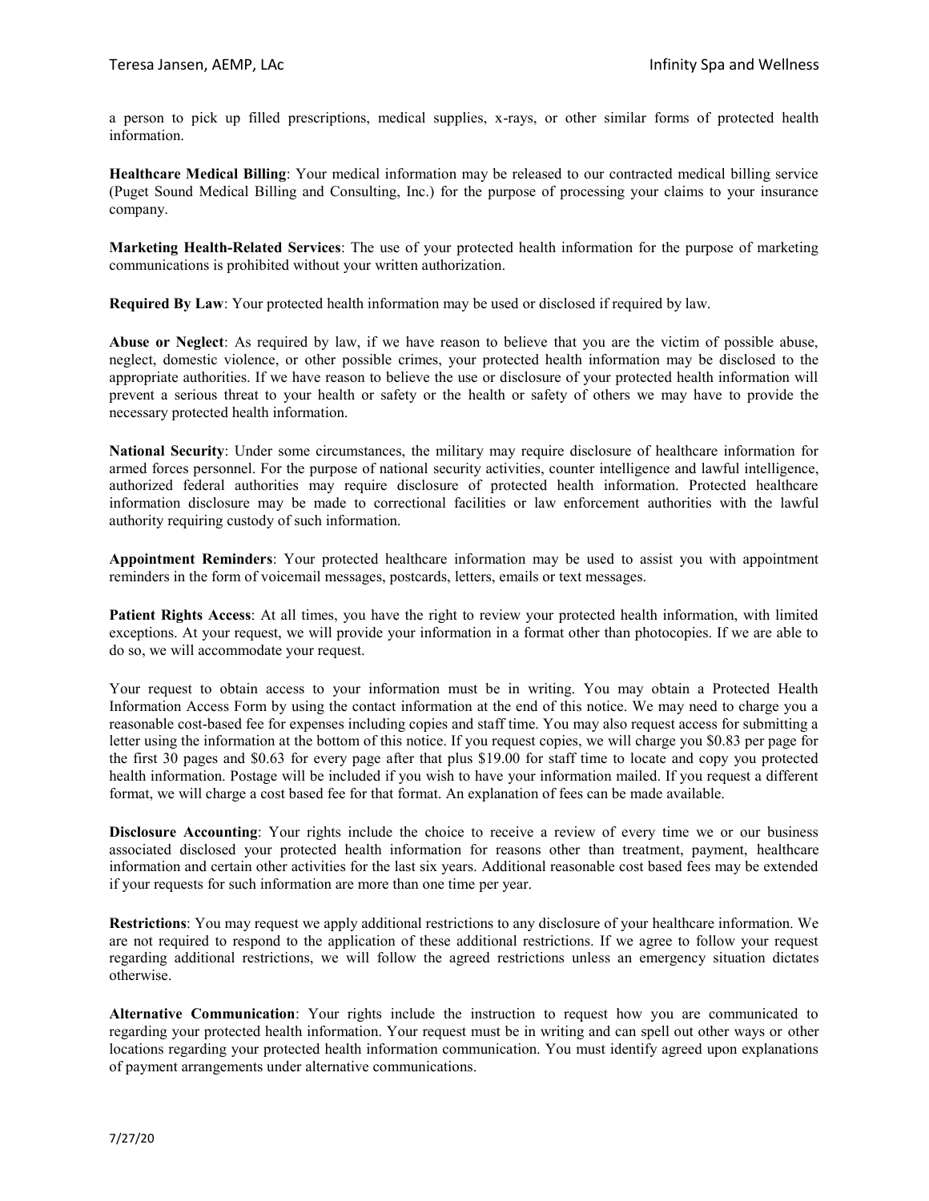a person to pick up filled prescriptions, medical supplies, x-rays, or other similar forms of protected health information.

**Healthcare Medical Billing**: Your medical information may be released to our contracted medical billing service (Puget Sound Medical Billing and Consulting, Inc.) for the purpose of processing your claims to your insurance company.

**Marketing Health-Related Services**: The use of your protected health information for the purpose of marketing communications is prohibited without your written authorization.

**Required By Law**: Your protected health information may be used or disclosed if required by law.

**Abuse or Neglect**: As required by law, if we have reason to believe that you are the victim of possible abuse, neglect, domestic violence, or other possible crimes, your protected health information may be disclosed to the appropriate authorities. If we have reason to believe the use or disclosure of your protected health information will prevent a serious threat to your health or safety or the health or safety of others we may have to provide the necessary protected health information.

**National Security**: Under some circumstances, the military may require disclosure of healthcare information for armed forces personnel. For the purpose of national security activities, counter intelligence and lawful intelligence, authorized federal authorities may require disclosure of protected health information. Protected healthcare information disclosure may be made to correctional facilities or law enforcement authorities with the lawful authority requiring custody of such information.

**Appointment Reminders**: Your protected healthcare information may be used to assist you with appointment reminders in the form of voicemail messages, postcards, letters, emails or text messages.

**Patient Rights Access**: At all times, you have the right to review your protected health information, with limited exceptions. At your request, we will provide your information in a format other than photocopies. If we are able to do so, we will accommodate your request.

Your request to obtain access to your information must be in writing. You may obtain a Protected Health Information Access Form by using the contact information at the end of this notice. We may need to charge you a reasonable cost-based fee for expenses including copies and staff time. You may also request access for submitting a letter using the information at the bottom of this notice. If you request copies, we will charge you $0.83 per page for the first 30 pages and $0.63 for every page after that plus $19.00 for staff time to locate and copy you protected health information. Postage will be included if you wish to have your information mailed. If you request a different format, we will charge a cost based fee for that format. An explanation of fees can be made available.

**Disclosure Accounting**: Your rights include the choice to receive a review of every time we or our business associated disclosed your protected health information for reasons other than treatment, payment, healthcare information and certain other activities for the last six years. Additional reasonable cost based fees may be extended if your requests for such information are more than one time per year.

**Restrictions**: You may request we apply additional restrictions to any disclosure of your healthcare information. We are not required to respond to the application of these additional restrictions. If we agree to follow your request regarding additional restrictions, we will follow the agreed restrictions unless an emergency situation dictates otherwise.

**Alternative Communication**: Your rights include the instruction to request how you are communicated to regarding your protected health information. Your request must be in writing and can spell out other ways or other locations regarding your protected health information communication. You must identify agreed upon explanations of payment arrangements under alternative communications.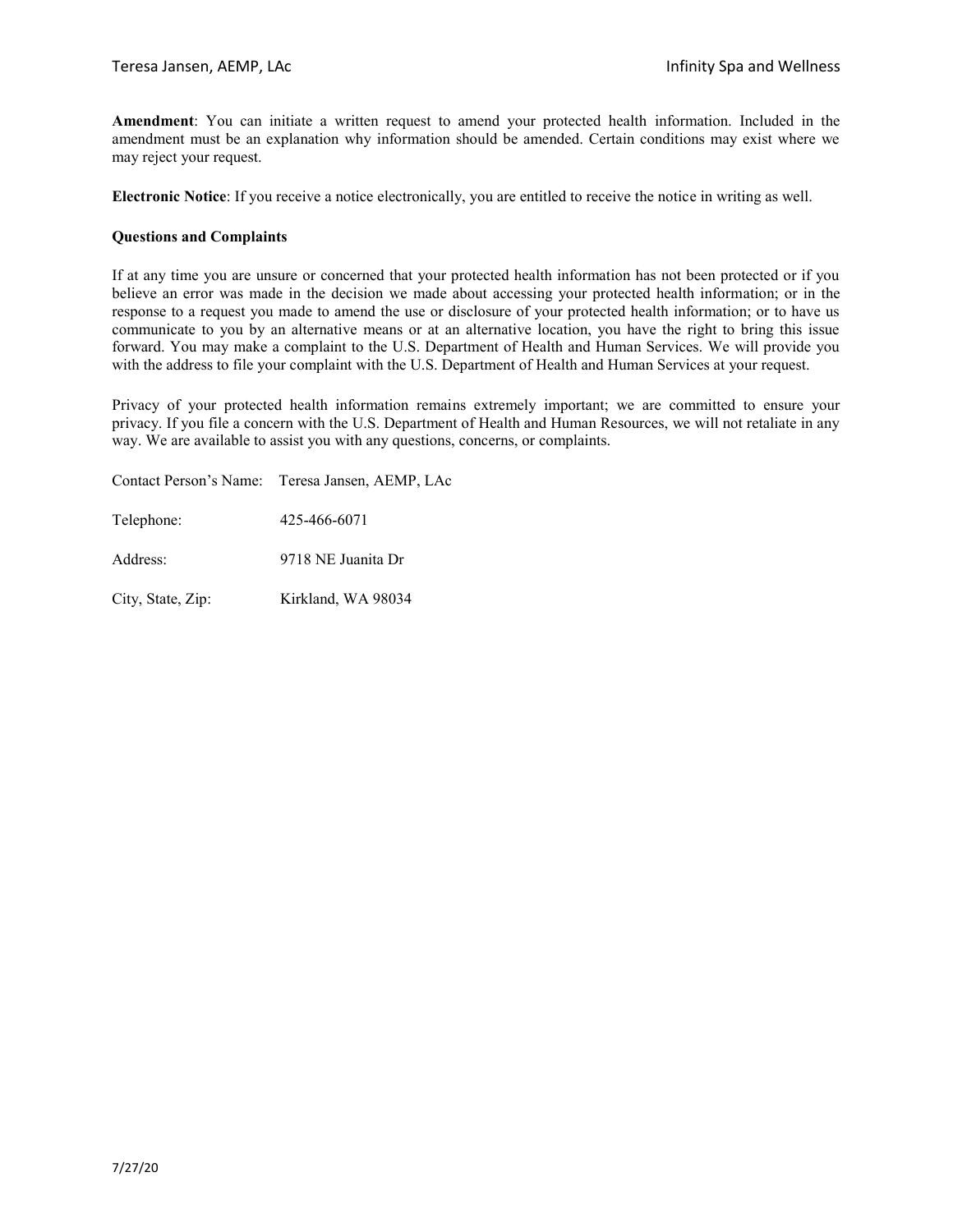**Amendment**: You can initiate a written request to amend your protected health information. Included in the amendment must be an explanation why information should be amended. Certain conditions may exist where we may reject your request.

**Electronic Notice**: If you receive a notice electronically, you are entitled to receive the notice in writing as well.

**Questions and Complaints**

If at any time you are unsure or concerned that your protected health information has not been protected or if you believe an error was made in the decision we made about accessing your protected health information; or in the response to a request you made to amend the use or disclosure of your protected health information; or to have us communicate to you by an alternative means or at an alternative location, you have the right to bring this issue forward. You may make a complaint to the U.S. Department of Health and Human Services. We will provide you with the address to file your complaint with the U.S. Department of Health and Human Services at your request.

Privacy of your protected health information remains extremely important; we are committed to ensure your privacy. If you file a concern with the U.S. Department of Health and Human Resources, we will not retaliate in any way. We are available to assist you with any questions, concerns, or complaints.

| | |
|---|---|
| Contact Person's Name: | Teresa Jansen, AEMP, LAc |
| Telephone: | 425-466-6071 |
| Address: | 9718 NE Juanita Dr |
| City, State, Zip: | Kirkland, WA 98034 |